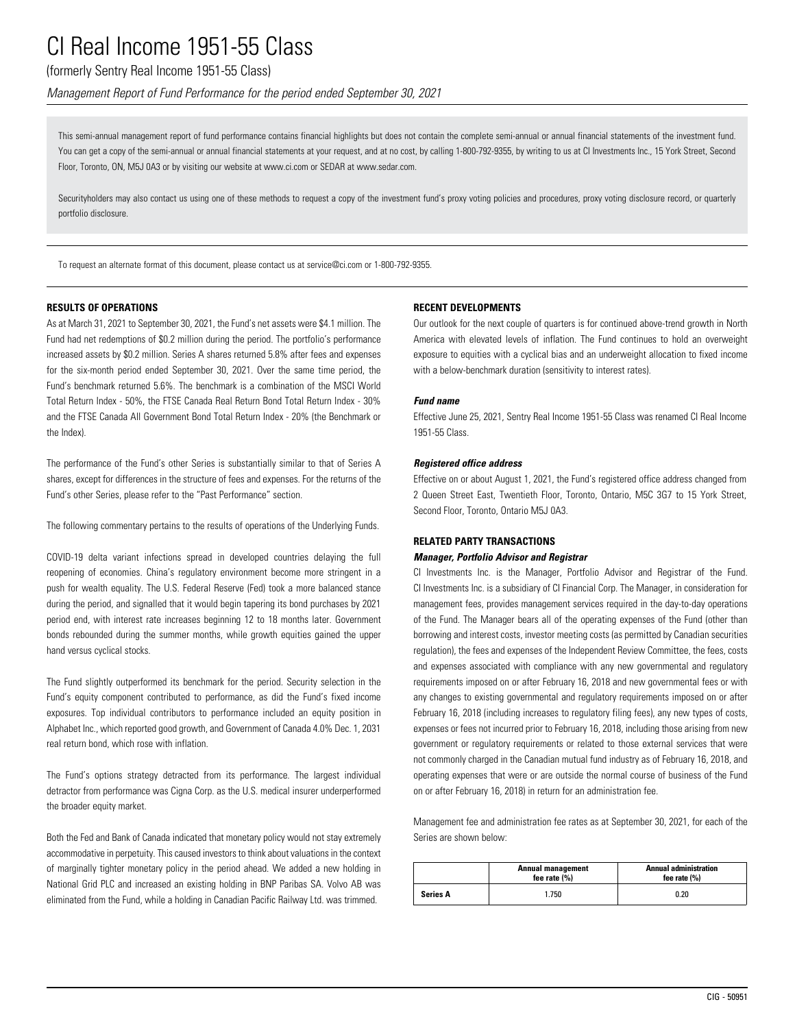# CI Real Income 1951-55 Class

(formerly Sentry Real Income 1951-55 Class)

*Management Report of Fund Performance for the period ended September 30, 2021*

This semi-annual management report of fund performance contains financial highlights but does not contain the complete semi-annual or annual financial statements of the investment fund. You can get a copy of the semi-annual or annual financial statements at your request, and at no cost, by calling 1-800-792-9355, by writing to us at CI Investments Inc., 15 York Street, Second Floor, Toronto, ON, M5J 0A3 or by visiting our website at www.ci.com or SEDAR at www.sedar.com.

Securityholders may also contact us using one of these methods to request a copy of the investment fund's proxy voting policies and procedures, proxy voting disclosure record, or quarterly portfolio disclosure.

To request an alternate format of this document, please contact us at service@ci.com or 1-800-792-9355.

## RESULTS OF OPERATIONS

As at March 31, 2021 to September 30, 2021, the Fund's net assets were $4.1 million. The Fund had net redemptions of $0.2 million during the period. The portfolio's performance increased assets by $0.2 million. Series A shares returned 5.8% after fees and expenses for the six-month period ended September 30, 2021. Over the same time period, the Fund's benchmark returned 5.6%. The benchmark is a combination of the MSCI World Total Return Index - 50%, the FTSE Canada Real Return Bond Total Return Index - 30% and the FTSE Canada All Government Bond Total Return Index - 20% (the Benchmark or the Index).

The performance of the Fund's other Series is substantially similar to that of Series A shares, except for differences in the structure of fees and expenses. For the returns of the Fund's other Series, please refer to the "Past Performance" section.

The following commentary pertains to the results of operations of the Underlying Funds.

COVID-19 delta variant infections spread in developed countries delaying the full reopening of economies. China's regulatory environment become more stringent in a push for wealth equality. The U.S. Federal Reserve (Fed) took a more balanced stance during the period, and signalled that it would begin tapering its bond purchases by 2021 period end, with interest rate increases beginning 12 to 18 months later. Government bonds rebounded during the summer months, while growth equities gained the upper hand versus cyclical stocks.

The Fund slightly outperformed its benchmark for the period. Security selection in the Fund's equity component contributed to performance, as did the Fund's fixed income exposures. Top individual contributors to performance included an equity position in Alphabet Inc., which reported good growth, and Government of Canada 4.0% Dec. 1, 2031 real return bond, which rose with inflation.

The Fund's options strategy detracted from its performance. The largest individual detractor from performance was Cigna Corp. as the U.S. medical insurer underperformed the broader equity market.

Both the Fed and Bank of Canada indicated that monetary policy would not stay extremely accommodative in perpetuity. This caused investors to think about valuations in the context of marginally tighter monetary policy in the period ahead. We added a new holding in National Grid PLC and increased an existing holding in BNP Paribas SA. Volvo AB was eliminated from the Fund, while a holding in Canadian Pacific Railway Ltd. was trimmed.

## RECENT DEVELOPMENTS

Our outlook for the next couple of quarters is for continued above-trend growth in North America with elevated levels of inflation. The Fund continues to hold an overweight exposure to equities with a cyclical bias and an underweight allocation to fixed income with a below-benchmark duration (sensitivity to interest rates).

### *Fund name*

Effective June 25, 2021, Sentry Real Income 1951-55 Class was renamed CI Real Income 1951-55 Class.

### *Registered office address*

Effective on or about August 1, 2021, the Fund's registered office address changed from 2 Queen Street East, Twentieth Floor, Toronto, Ontario, M5C 3G7 to 15 York Street, Second Floor, Toronto, Ontario M5J 0A3.

## RELATED PARTY TRANSACTIONS

### *Manager, Portfolio Advisor and Registrar*

CI Investments Inc. is the Manager, Portfolio Advisor and Registrar of the Fund. CI Investments Inc. is a subsidiary of CI Financial Corp. The Manager, in consideration for management fees, provides management services required in the day-to-day operations of the Fund. The Manager bears all of the operating expenses of the Fund (other than borrowing and interest costs, investor meeting costs (as permitted by Canadian securities regulation), the fees and expenses of the Independent Review Committee, the fees, costs and expenses associated with compliance with any new governmental and regulatory requirements imposed on or after February 16, 2018 and new governmental fees or with any changes to existing governmental and regulatory requirements imposed on or after February 16, 2018 (including increases to regulatory filing fees), any new types of costs, expenses or fees not incurred prior to February 16, 2018, including those arising from new government or regulatory requirements or related to those external services that were not commonly charged in the Canadian mutual fund industry as of February 16, 2018, and operating expenses that were or are outside the normal course of business of the Fund on or after February 16, 2018) in return for an administration fee.

Management fee and administration fee rates as at September 30, 2021, for each of the Series are shown below:

| | Annual management fee rate (%) | Annual administration fee rate (%) |
|---|---|---|
| **Series A** | 1.750 | 0.20 |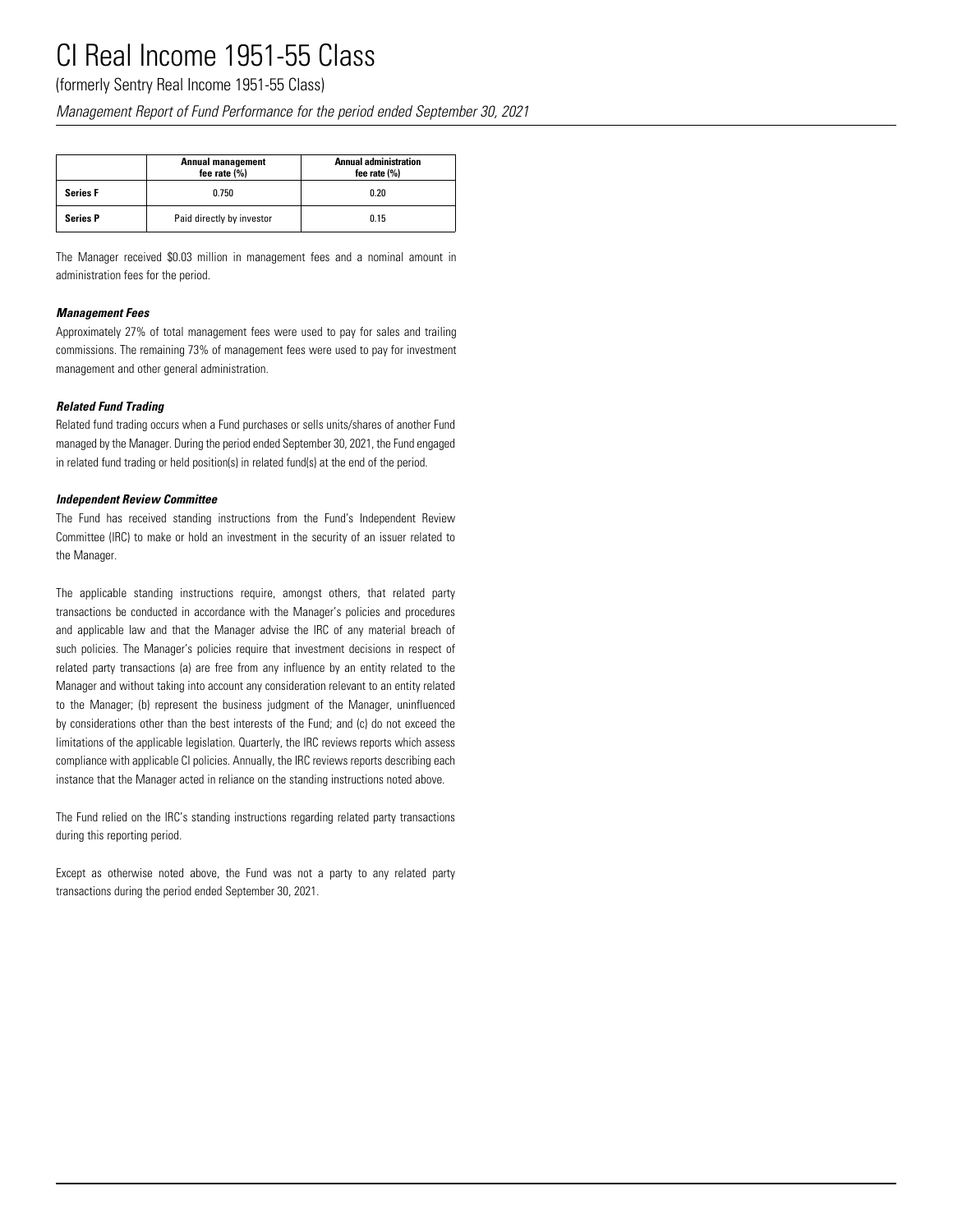| | Annual management fee rate (%) | Annual administration fee rate (%) |
|---|---|---|
| **Series F** | 0.750 | 0.20 |
| **Series P** | Paid directly by investor | 0.15 |

The Manager received $0.03 million in management fees and a nominal amount in administration fees for the period.

***Management Fees***

Approximately 27% of total management fees were used to pay for sales and trailing commissions. The remaining 73% of management fees were used to pay for investment management and other general administration.

***Related Fund Trading***

Related fund trading occurs when a Fund purchases or sells units/shares of another Fund managed by the Manager. During the period ended September 30, 2021, the Fund engaged in related fund trading or held position(s) in related fund(s) at the end of the period.

***Independent Review Committee***

The Fund has received standing instructions from the Fund's Independent Review Committee (IRC) to make or hold an investment in the security of an issuer related to the Manager.

The applicable standing instructions require, amongst others, that related party transactions be conducted in accordance with the Manager's policies and procedures and applicable law and that the Manager advise the IRC of any material breach of such policies. The Manager's policies require that investment decisions in respect of related party transactions (a) are free from any influence by an entity related to the Manager and without taking into account any consideration relevant to an entity related to the Manager; (b) represent the business judgment of the Manager, uninfluenced by considerations other than the best interests of the Fund; and (c) do not exceed the limitations of the applicable legislation. Quarterly, the IRC reviews reports which assess compliance with applicable CI policies. Annually, the IRC reviews reports describing each instance that the Manager acted in reliance on the standing instructions noted above.

The Fund relied on the IRC's standing instructions regarding related party transactions during this reporting period.

Except as otherwise noted above, the Fund was not a party to any related party transactions during the period ended September 30, 2021.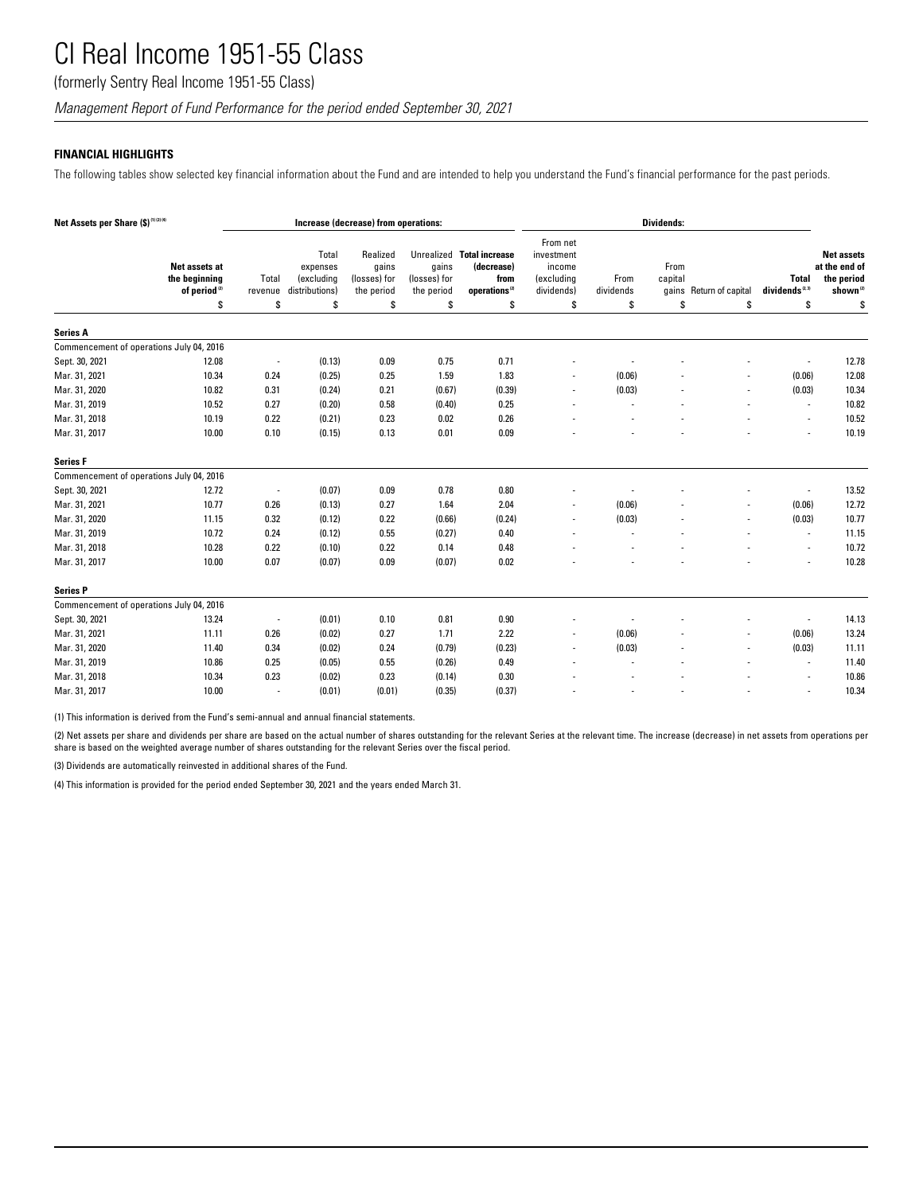# CI Real Income 1951-55 Class

(formerly Sentry Real Income 1951-55 Class)

*Management Report of Fund Performance for the period ended September 30, 2021*

## FINANCIAL HIGHLIGHTS

The following tables show selected key financial information about the Fund and are intended to help you understand the Fund's financial performance for the past periods.

| Net Assets per Share ($)[1][2][4] | | Increase (decrease) from operations: | | | | | Dividends: | | | | | |
|---|---|---|---|---|---|---|---|---|---|---|---|---|
| | Net assets at the beginning of period[2] | Total revenue | Total expenses (excluding distributions) | Realized gains (losses) for the period | Unrealized gains (losses) for the period | Total increase (decrease) from operations[2] | From net investment income (excluding dividends) | From dividends | From capital gains | Return of capital | Total dividends[2,3] | Net assets at the end of the period shown[2] |
| | $ | $ | $ | $ | $ | $ | $ | $ | $ | $ | $ | $ |
| **Series A** | | | | | | | | | | | | |
| Commencement of operations July 04, 2016 | | | | | | | | | | | | |
| Sept. 30, 2021 | 12.08 | - | (0.13) | 0.09 | 0.75 | 0.71 | - | - | - | - | - | 12.78 |
| Mar. 31, 2021 | 10.34 | 0.24 | (0.25) | 0.25 | 1.59 | 1.83 | - | (0.06) | - | - | (0.06) | 12.08 |
| Mar. 31, 2020 | 10.82 | 0.31 | (0.24) | 0.21 | (0.67) | (0.39) | - | (0.03) | - | - | (0.03) | 10.34 |
| Mar. 31, 2019 | 10.52 | 0.27 | (0.20) | 0.58 | (0.40) | 0.25 | - | - | - | - | - | 10.82 |
| Mar. 31, 2018 | 10.19 | 0.22 | (0.21) | 0.23 | 0.02 | 0.26 | - | - | - | - | - | 10.52 |
| Mar. 31, 2017 | 10.00 | 0.10 | (0.15) | 0.13 | 0.01 | 0.09 | - | - | - | - | - | 10.19 |
| **Series F** | | | | | | | | | | | | |
| Commencement of operations July 04, 2016 | | | | | | | | | | | | |
| Sept. 30, 2021 | 12.72 | - | (0.07) | 0.09 | 0.78 | 0.80 | - | - | - | - | - | 13.52 |
| Mar. 31, 2021 | 10.77 | 0.26 | (0.13) | 0.27 | 1.64 | 2.04 | - | (0.06) | - | - | (0.06) | 12.72 |
| Mar. 31, 2020 | 11.15 | 0.32 | (0.12) | 0.22 | (0.66) | (0.24) | - | (0.03) | - | - | (0.03) | 10.77 |
| Mar. 31, 2019 | 10.72 | 0.24 | (0.12) | 0.55 | (0.27) | 0.40 | - | - | - | - | - | 11.15 |
| Mar. 31, 2018 | 10.28 | 0.22 | (0.10) | 0.22 | 0.14 | 0.48 | - | - | - | - | - | 10.72 |
| Mar. 31, 2017 | 10.00 | 0.07 | (0.07) | 0.09 | (0.07) | 0.02 | - | - | - | - | - | 10.28 |
| **Series P** | | | | | | | | | | | | |
| Commencement of operations July 04, 2016 | | | | | | | | | | | | |
| Sept. 30, 2021 | 13.24 | - | (0.01) | 0.10 | 0.81 | 0.90 | - | - | - | - | - | 14.13 |
| Mar. 31, 2021 | 11.11 | 0.26 | (0.02) | 0.27 | 1.71 | 2.22 | - | (0.06) | - | - | (0.06) | 13.24 |
| Mar. 31, 2020 | 11.40 | 0.34 | (0.02) | 0.24 | (0.79) | (0.23) | - | (0.03) | - | - | (0.03) | 11.11 |
| Mar. 31, 2019 | 10.86 | 0.25 | (0.05) | 0.55 | (0.26) | 0.49 | - | - | - | - | - | 11.40 |
| Mar. 31, 2018 | 10.34 | 0.23 | (0.02) | 0.23 | (0.14) | 0.30 | - | - | - | - | - | 10.86 |
| Mar. 31, 2017 | 10.00 | - | (0.01) | (0.01) | (0.35) | (0.37) | - | - | - | - | - | 10.34 |

(1) This information is derived from the Fund's semi-annual and annual financial statements.

(2) Net assets per share and dividends per share are based on the actual number of shares outstanding for the relevant Series at the relevant time. The increase (decrease) in net assets from operations per share is based on the weighted average number of shares outstanding for the relevant Series over the fiscal period.

(3) Dividends are automatically reinvested in additional shares of the Fund.

(4) This information is provided for the period ended September 30, 2021 and the years ended March 31.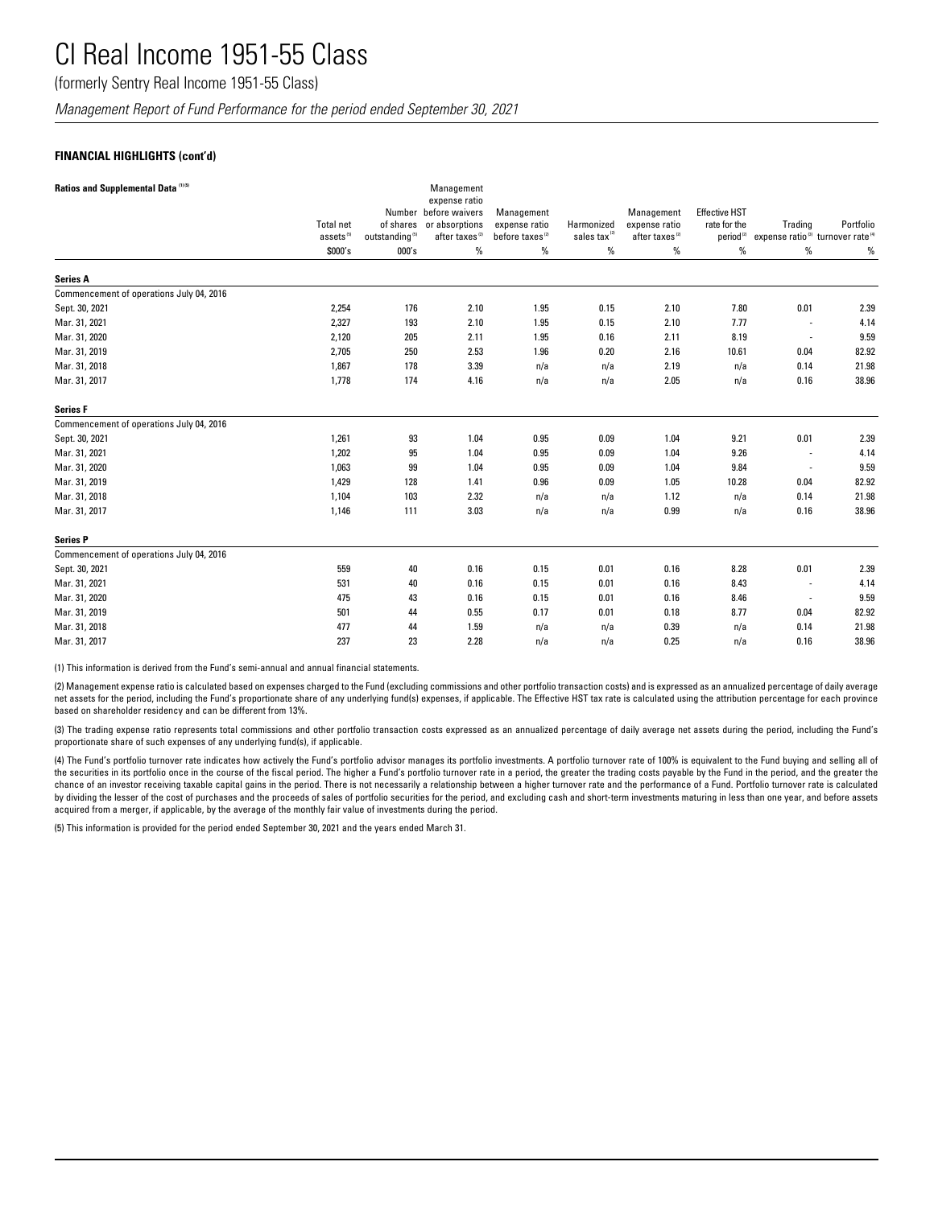# CI Real Income 1951-55 Class

(formerly Sentry Real Income 1951-55 Class)

*Management Report of Fund Performance for the period ended September 30, 2021*

**FINANCIAL HIGHLIGHTS (cont'd)**

**Ratios and Supplemental Data** [1][5]

| | Total net assets[5] | Number of shares outstanding[5] | Management expense ratio before waivers or absorptions after taxes[2] | Management expense ratio before taxes[2] | Harmonized sales tax[2] | Management expense ratio after taxes[2] | Effective HST rate for the period[2] | Trading expense ratio[3] | Portfolio turnover rate[4] |
|---|---|---|---|---|---|---|---|---|---|
| | $000's | 000's | % | % | % | % | % | % | % |
| **Series A** | | | | | | | | | |
| Commencement of operations July 04, 2016 | | | | | | | | | |
| Sept. 30, 2021 | 2,254 | 176 | 2.10 | 1.95 | 0.15 | 2.10 | 7.80 | 0.01 | 2.39 |
| Mar. 31, 2021 | 2,327 | 193 | 2.10 | 1.95 | 0.15 | 2.10 | 7.77 | - | 4.14 |
| Mar. 31, 2020 | 2,120 | 205 | 2.11 | 1.95 | 0.16 | 2.11 | 8.19 | - | 9.59 |
| Mar. 31, 2019 | 2,705 | 250 | 2.53 | 1.96 | 0.20 | 2.16 | 10.61 | 0.04 | 82.92 |
| Mar. 31, 2018 | 1,867 | 178 | 3.39 | n/a | n/a | 2.19 | n/a | 0.14 | 21.98 |
| Mar. 31, 2017 | 1,778 | 174 | 4.16 | n/a | n/a | 2.05 | n/a | 0.16 | 38.96 |
| **Series F** | | | | | | | | | |
| Commencement of operations July 04, 2016 | | | | | | | | | |
| Sept. 30, 2021 | 1,261 | 93 | 1.04 | 0.95 | 0.09 | 1.04 | 9.21 | 0.01 | 2.39 |
| Mar. 31, 2021 | 1,202 | 95 | 1.04 | 0.95 | 0.09 | 1.04 | 9.26 | - | 4.14 |
| Mar. 31, 2020 | 1,063 | 99 | 1.04 | 0.95 | 0.09 | 1.04 | 9.84 | - | 9.59 |
| Mar. 31, 2019 | 1,429 | 128 | 1.41 | 0.96 | 0.09 | 1.05 | 10.28 | 0.04 | 82.92 |
| Mar. 31, 2018 | 1,104 | 103 | 2.32 | n/a | n/a | 1.12 | n/a | 0.14 | 21.98 |
| Mar. 31, 2017 | 1,146 | 111 | 3.03 | n/a | n/a | 0.99 | n/a | 0.16 | 38.96 |
| **Series P** | | | | | | | | | |
| Commencement of operations July 04, 2016 | | | | | | | | | |
| Sept. 30, 2021 | 559 | 40 | 0.16 | 0.15 | 0.01 | 0.16 | 8.28 | 0.01 | 2.39 |
| Mar. 31, 2021 | 531 | 40 | 0.16 | 0.15 | 0.01 | 0.16 | 8.43 | - | 4.14 |
| Mar. 31, 2020 | 475 | 43 | 0.16 | 0.15 | 0.01 | 0.16 | 8.46 | - | 9.59 |
| Mar. 31, 2019 | 501 | 44 | 0.55 | 0.17 | 0.01 | 0.18 | 8.77 | 0.04 | 82.92 |
| Mar. 31, 2018 | 477 | 44 | 1.59 | n/a | n/a | 0.39 | n/a | 0.14 | 21.98 |
| Mar. 31, 2017 | 237 | 23 | 2.28 | n/a | n/a | 0.25 | n/a | 0.16 | 38.96 |

(1) This information is derived from the Fund's semi-annual and annual financial statements.

(2) Management expense ratio is calculated based on expenses charged to the Fund (excluding commissions and other portfolio transaction costs) and is expressed as an annualized percentage of daily average net assets for the period, including the Fund's proportionate share of any underlying fund(s) expenses, if applicable. The Effective HST tax rate is calculated using the attribution percentage for each province based on shareholder residency and can be different from 13%.

(3) The trading expense ratio represents total commissions and other portfolio transaction costs expressed as an annualized percentage of daily average net assets during the period, including the Fund's proportionate share of such expenses of any underlying fund(s), if applicable.

(4) The Fund's portfolio turnover rate indicates how actively the Fund's portfolio advisor manages its portfolio investments. A portfolio turnover rate of 100% is equivalent to the Fund buying and selling all of the securities in its portfolio once in the course of the fiscal period. The higher a Fund's portfolio turnover rate in a period, the greater the trading costs payable by the Fund in the period, and the greater the chance of an investor receiving taxable capital gains in the period. There is not necessarily a relationship between a higher turnover rate and the performance of a Fund. Portfolio turnover rate is calculated by dividing the lesser of the cost of purchases and the proceeds of sales of portfolio securities for the period, and excluding cash and short-term investments maturing in less than one year, and before assets acquired from a merger, if applicable, by the average of the monthly fair value of investments during the period.

(5) This information is provided for the period ended September 30, 2021 and the years ended March 31.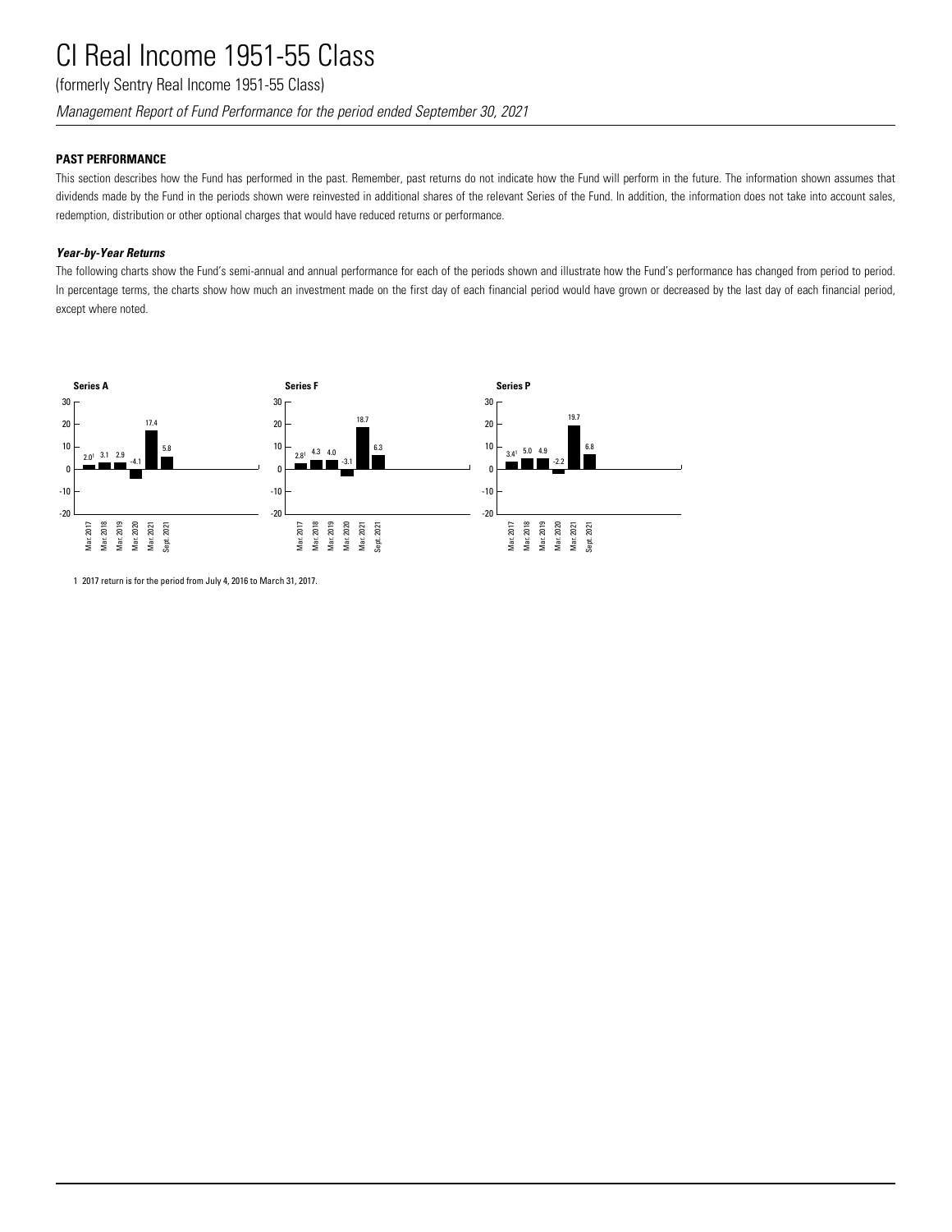# CI Real Income 1951-55 Class

(formerly Sentry Real Income 1951-55 Class)

*Management Report of Fund Performance for the period ended September 30, 2021*

**PAST PERFORMANCE**

This section describes how the Fund has performed in the past. Remember, past returns do not indicate how the Fund will perform in the future. The information shown assumes that dividends made by the Fund in the periods shown were reinvested in additional shares of the relevant Series of the Fund. In addition, the information does not take into account sales, redemption, distribution or other optional charges that would have reduced returns or performance.

***Year-by-Year Returns***

The following charts show the Fund's semi-annual and annual performance for each of the periods shown and illustrate how the Fund's performance has changed from period to period. In percentage terms, the charts show how much an investment made on the first day of each financial period would have grown or decreased by the last day of each financial period, except where noted.

**Series A**

| Period | Return (%) |
|---|---|
| Mar. 2017 | 2.0[1] |
| Mar. 2018 | 3.1 |
| Mar. 2019 | 2.9 |
| Mar. 2020 | -4.1 |
| Mar. 2021 | 17.4 |
| Sept. 2021 | 5.8 |

**Series F**

| Period | Return (%) |
|---|---|
| Mar. 2017 | 2.8[1] |
| Mar. 2018 | 4.3 |
| Mar. 2019 | 4.0 |
| Mar. 2020 | -3.1 |
| Mar. 2021 | 18.7 |
| Sept. 2021 | 6.3 |

**Series P**

| Period | Return (%) |
|---|---|
| Mar. 2017 | 3.4[1] |
| Mar. 2018 | 5.0 |
| Mar. 2019 | 4.9 |
| Mar. 2020 | -2.2 |
| Mar. 2021 | 19.7 |
| Sept. 2021 | 6.8 |

1 2017 return is for the period from July 4, 2016 to March 31, 2017.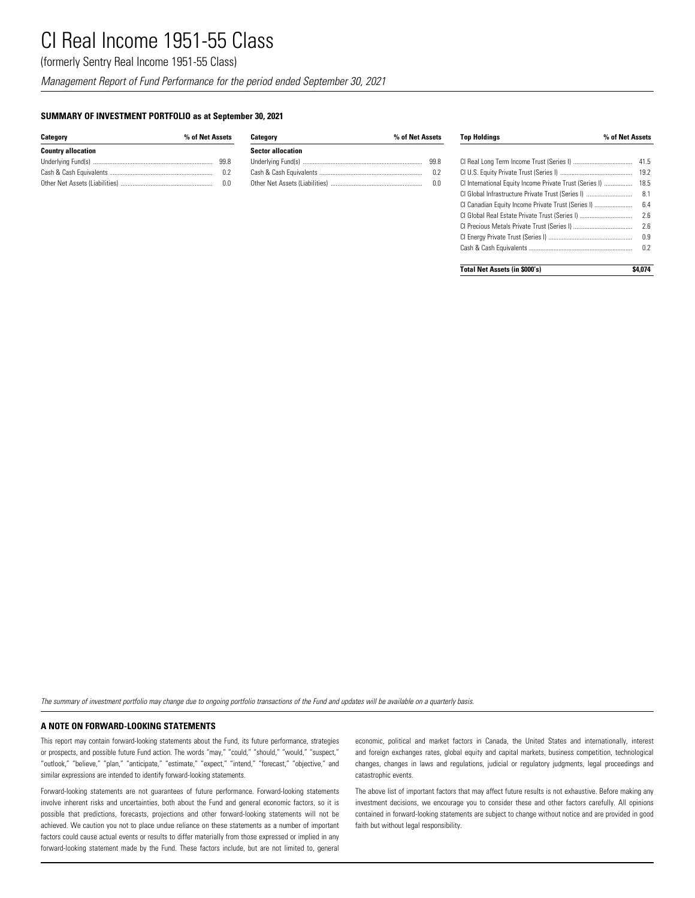# CI Real Income 1951-55 Class

(formerly Sentry Real Income 1951-55 Class)

*Management Report of Fund Performance for the period ended September 30, 2021*

**SUMMARY OF INVESTMENT PORTFOLIO as at September 30, 2021**

| Category | % of Net Assets |
|---|---|
| **Country allocation** | |
| Underlying Fund(s) | 99.8 |
| Cash & Cash Equivalents | 0.2 |
| Other Net Assets (Liabilities) | 0.0 |

| Category | % of Net Assets |
|---|---|
| **Sector allocation** | |
| Underlying Fund(s) | 99.8 |
| Cash & Cash Equivalents | 0.2 |
| Other Net Assets (Liabilities) | 0.0 |

| Top Holdings | % of Net Assets |
|---|---|
| CI Real Long Term Income Trust (Series I) | 41.5 |
| CI U.S. Equity Private Trust (Series I) | 19.2 |
| CI International Equity Income Private Trust (Series I) | 18.5 |
| CI Global Infrastructure Private Trust (Series I) | 8.1 |
| CI Canadian Equity Income Private Trust (Series I) | 6.4 |
| CI Global Real Estate Private Trust (Series I) | 2.6 |
| CI Precious Metals Private Trust (Series I) | 2.6 |
| CI Energy Private Trust (Series I) | 0.9 |
| Cash & Cash Equivalents | 0.2 |
| **Total Net Assets (in $000's)** | **$4,074** |

*The summary of investment portfolio may change due to ongoing portfolio transactions of the Fund and updates will be available on a quarterly basis.*

**A NOTE ON FORWARD-LOOKING STATEMENTS**

This report may contain forward-looking statements about the Fund, its future performance, strategies or prospects, and possible future Fund action. The words "may," "could," "should," "would," "suspect," "outlook," "believe," "plan," "anticipate," "estimate," "expect," "intend," "forecast," "objective," and similar expressions are intended to identify forward-looking statements.

Forward-looking statements are not guarantees of future performance. Forward-looking statements involve inherent risks and uncertainties, both about the Fund and general economic factors, so it is possible that predictions, forecasts, projections and other forward-looking statements will not be achieved. We caution you not to place undue reliance on these statements as a number of important factors could cause actual events or results to differ materially from those expressed or implied in any forward-looking statement made by the Fund. These factors include, but are not limited to, general economic, political and market factors in Canada, the United States and internationally, interest and foreign exchanges rates, global equity and capital markets, business competition, technological changes, changes in laws and regulations, judicial or regulatory judgments, legal proceedings and catastrophic events.

The above list of important factors that may affect future results is not exhaustive. Before making any investment decisions, we encourage you to consider these and other factors carefully. All opinions contained in forward-looking statements are subject to change without notice and are provided in good faith but without legal responsibility.